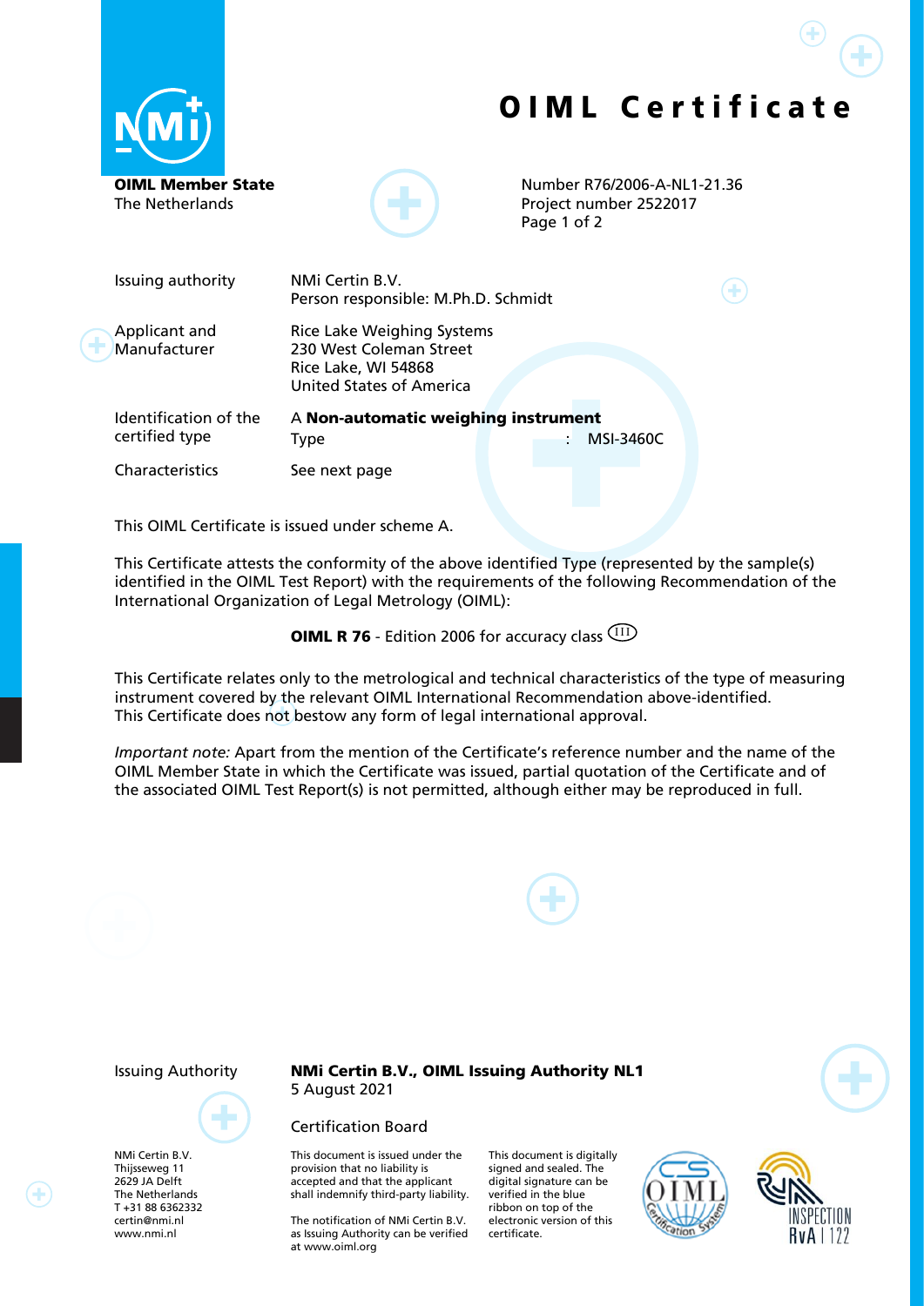# OIML Certificate

**OIML Member State**
The Netherlands

Number R76/2006-A-NL1-21.36
Project number 2522017

| | |
|---|---|
| Issuing authority | NMi Certin B.V.<br>Person responsible: M.Ph.D. Schmidt |
| Applicant and Manufacturer | Rice Lake Weighing Systems<br>230 West Coleman Street<br>Rice Lake, WI 54868<br>United States of America |
| Identification of the certified type | A **Non-automatic weighing instrument**<br>Type : MSI-3460C |
| Characteristics | See next page |

This OIML Certificate is issued under scheme A.

This Certificate attests the conformity of the above identified Type (represented by the sample(s) identified in the OIML Test Report) with the requirements of the following Recommendation of the International Organization of Legal Metrology (OIML):

**OIML R 76** - Edition 2006 for accuracy class (III)

This Certificate relates only to the metrological and technical characteristics of the type of measuring instrument covered by the relevant OIML International Recommendation above-identified.
This Certificate does not bestow any form of legal international approval.

*Important note:* Apart from the mention of the Certificate's reference number and the name of the OIML Member State in which the Certificate was issued, partial quotation of the Certificate and of the associated OIML Test Report(s) is not permitted, although either may be reproduced in full.

Issuing Authority

**NMi Certin B.V., OIML Issuing Authority NL1**
5 August 2021

Certification Board

NMi Certin B.V.
Thijsseweg 11
2629 JA Delft
The Netherlands
T +31 88 6362332
certin@nmi.nl
www.nmi.nl

This document is issued under the provision that no liability is accepted and that the applicant shall indemnify third-party liability.

The notification of NMi Certin B.V. as Issuing Authority can be verified at www.oiml.org

This document is digitally signed and sealed. The digital signature can be verified in the blue ribbon on top of the electronic version of this certificate.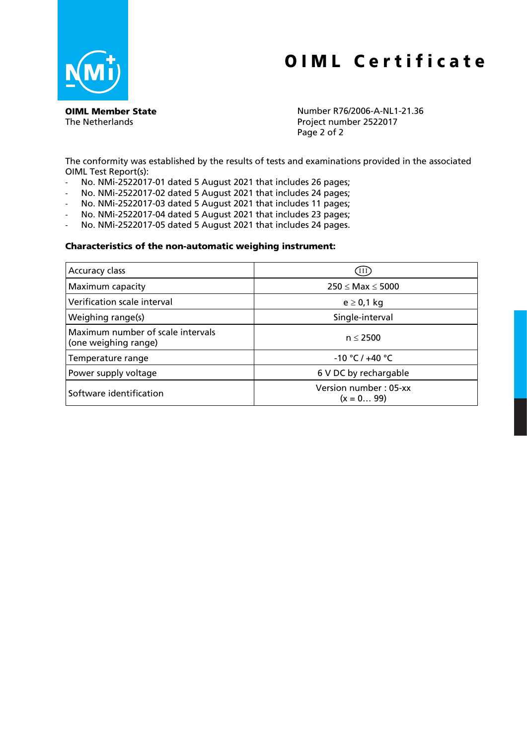# OIML Certificate

**OIML Member State**
The Netherlands

Number R76/2006-A-NL1-21.36
Project number 2522017

The conformity was established by the results of tests and examinations provided in the associated OIML Test Report(s):

- No. NMi-2522017-01 dated 5 August 2021 that includes 26 pages;
- No. NMi-2522017-02 dated 5 August 2021 that includes 24 pages;
- No. NMi-2522017-03 dated 5 August 2021 that includes 11 pages;
- No. NMi-2522017-04 dated 5 August 2021 that includes 23 pages;
- No. NMi-2522017-05 dated 5 August 2021 that includes 24 pages.

**Characteristics of the non-automatic weighing instrument:**

| | |
|---|---|
| Accuracy class | (III) |
| Maximum capacity | 250 ≤ Max ≤ 5000 |
| Verification scale interval | e ≥ 0,1 kg |
| Weighing range(s) | Single-interval |
| Maximum number of scale intervals (one weighing range) | n ≤ 2500 |
| Temperature range | -10 °C / +40 °C |
| Power supply voltage | 6 V DC by rechargable |
| Software identification | Version number : 05-xx (x = 0… 99) |